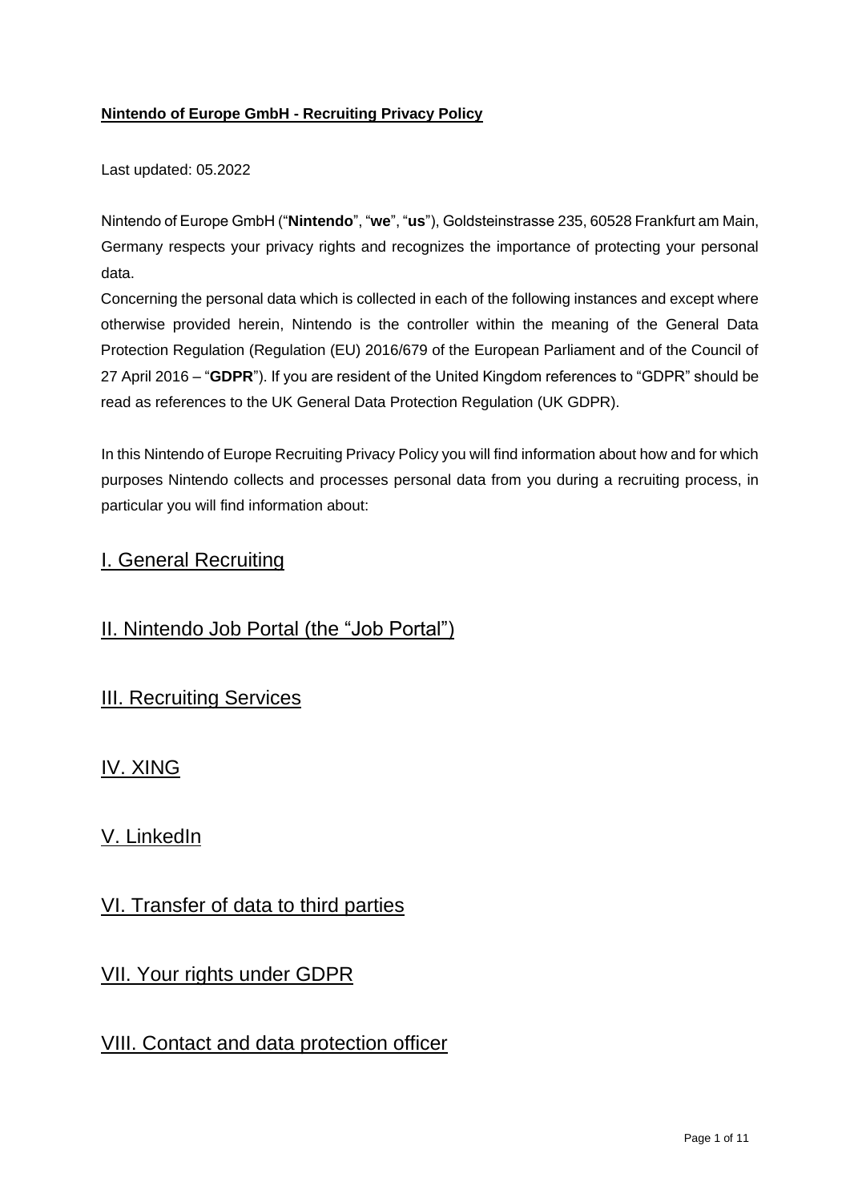**Nintendo of Europe GmbH - Recruiting Privacy Policy**

Last updated: 05.2022

Nintendo of Europe GmbH ("**Nintendo**", "**we**", "**us**"), Goldsteinstrasse 235, 60528 Frankfurt am Main, Germany respects your privacy rights and recognizes the importance of protecting your personal data.

Concerning the personal data which is collected in each of the following instances and except where otherwise provided herein, Nintendo is the controller within the meaning of the General Data Protection Regulation (Regulation (EU) 2016/679 of the European Parliament and of the Council of 27 April 2016 – "**GDPR**"). If you are resident of the United Kingdom references to "GDPR" should be read as references to the UK General Data Protection Regulation (UK GDPR).

In this Nintendo of Europe Recruiting Privacy Policy you will find information about how and for which purposes Nintendo collects and processes personal data from you during a recruiting process, in particular you will find information about:

I. General Recruiting

II. Nintendo Job Portal (the "Job Portal")

III. Recruiting Services

IV. XING

V. LinkedIn

VI. Transfer of data to third parties

VII. Your rights under GDPR

VIII. Contact and data protection officer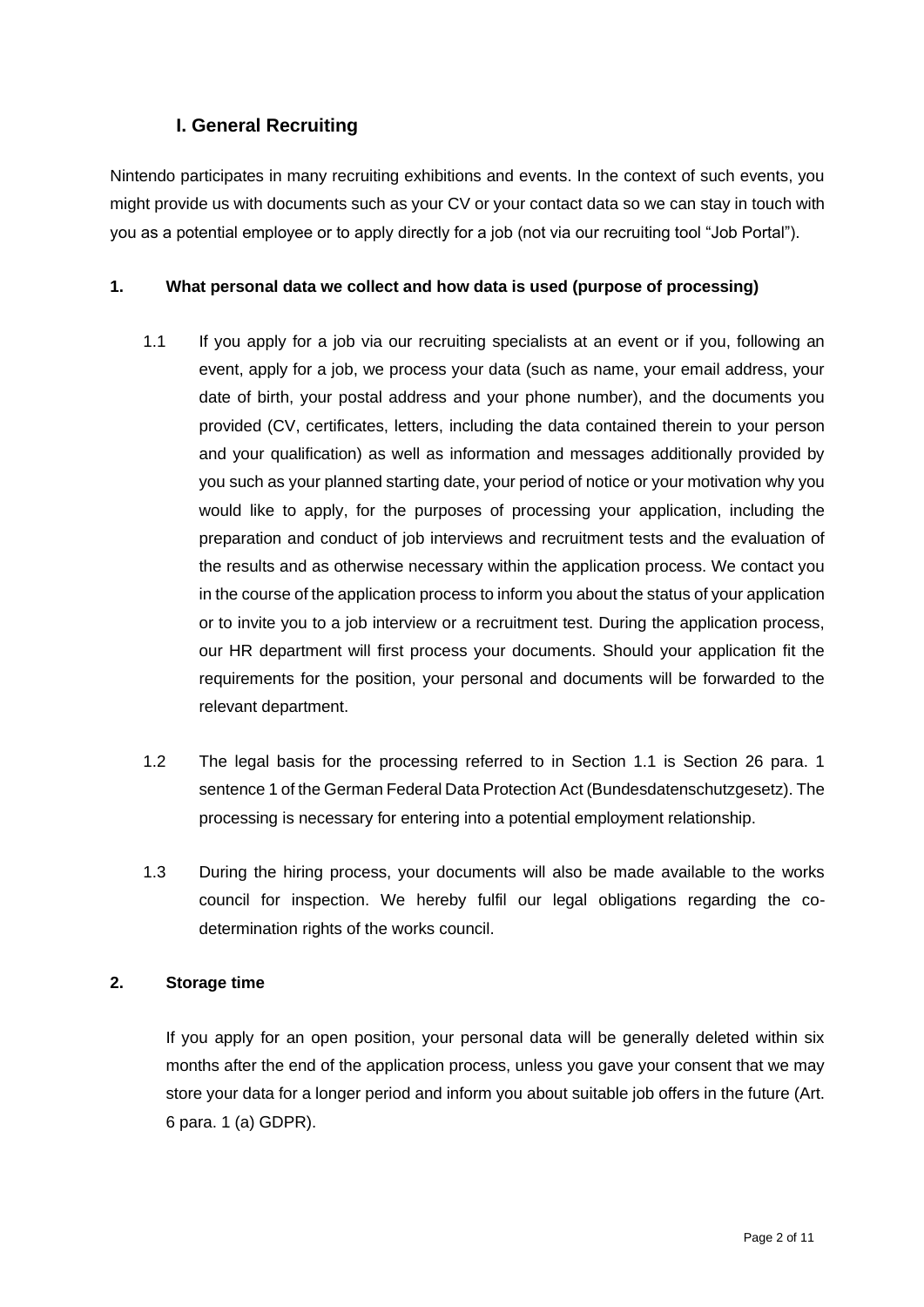## I. General Recruiting

Nintendo participates in many recruiting exhibitions and events. In the context of such events, you might provide us with documents such as your CV or your contact data so we can stay in touch with you as a potential employee or to apply directly for a job (not via our recruiting tool "Job Portal").

### 1. What personal data we collect and how data is used (purpose of processing)

1.1 If you apply for a job via our recruiting specialists at an event or if you, following an event, apply for a job, we process your data (such as name, your email address, your date of birth, your postal address and your phone number), and the documents you provided (CV, certificates, letters, including the data contained therein to your person and your qualification) as well as information and messages additionally provided by you such as your planned starting date, your period of notice or your motivation why you would like to apply, for the purposes of processing your application, including the preparation and conduct of job interviews and recruitment tests and the evaluation of the results and as otherwise necessary within the application process. We contact you in the course of the application process to inform you about the status of your application or to invite you to a job interview or a recruitment test. During the application process, our HR department will first process your documents. Should your application fit the requirements for the position, your personal and documents will be forwarded to the relevant department.

1.2 The legal basis for the processing referred to in Section 1.1 is Section 26 para. 1 sentence 1 of the German Federal Data Protection Act (Bundesdatenschutzgesetz). The processing is necessary for entering into a potential employment relationship.

1.3 During the hiring process, your documents will also be made available to the works council for inspection. We hereby fulfil our legal obligations regarding the co-determination rights of the works council.

### 2. Storage time

If you apply for an open position, your personal data will be generally deleted within six months after the end of the application process, unless you gave your consent that we may store your data for a longer period and inform you about suitable job offers in the future (Art. 6 para. 1 (a) GDPR).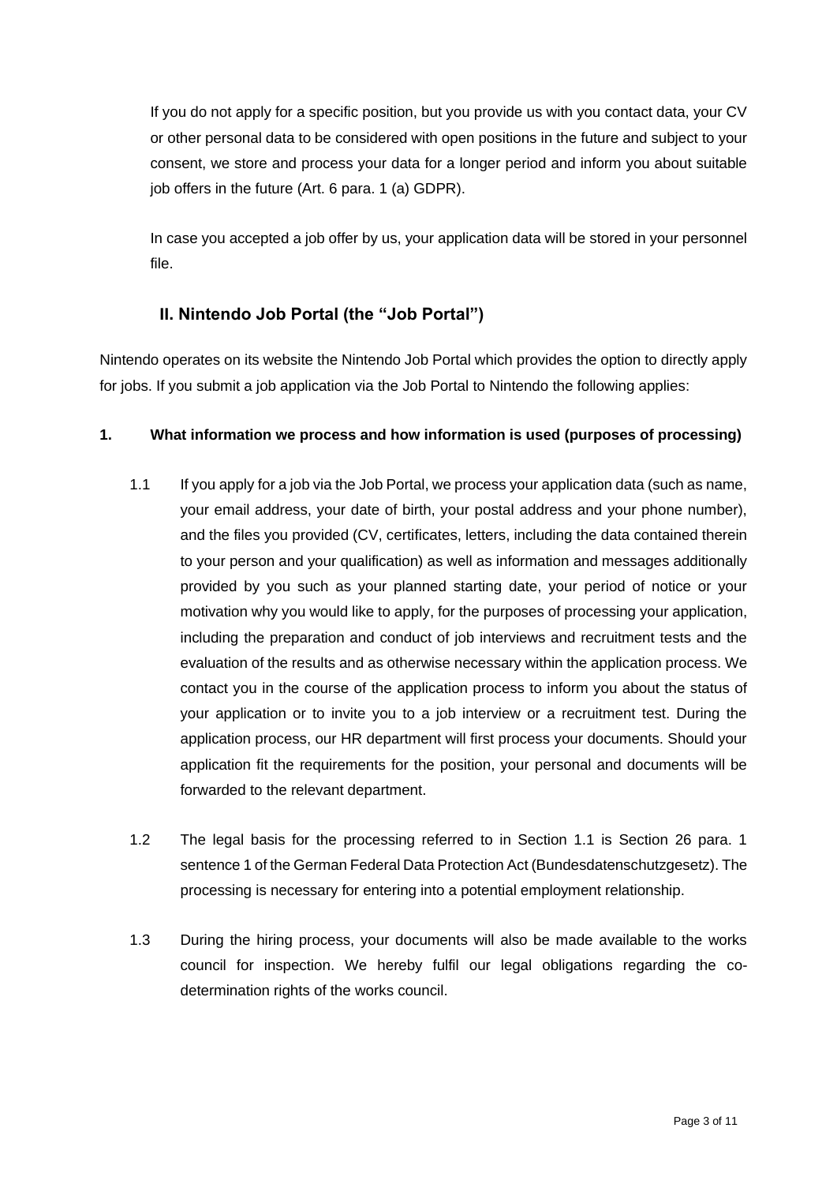If you do not apply for a specific position, but you provide us with you contact data, your CV or other personal data to be considered with open positions in the future and subject to your consent, we store and process your data for a longer period and inform you about suitable job offers in the future (Art. 6 para. 1 (a) GDPR).

In case you accepted a job offer by us, your application data will be stored in your personnel file.

## II. Nintendo Job Portal (the "Job Portal")

Nintendo operates on its website the Nintendo Job Portal which provides the option to directly apply for jobs. If you submit a job application via the Job Portal to Nintendo the following applies:

### 1. What information we process and how information is used (purposes of processing)

1.1 If you apply for a job via the Job Portal, we process your application data (such as name, your email address, your date of birth, your postal address and your phone number), and the files you provided (CV, certificates, letters, including the data contained therein to your person and your qualification) as well as information and messages additionally provided by you such as your planned starting date, your period of notice or your motivation why you would like to apply, for the purposes of processing your application, including the preparation and conduct of job interviews and recruitment tests and the evaluation of the results and as otherwise necessary within the application process. We contact you in the course of the application process to inform you about the status of your application or to invite you to a job interview or a recruitment test. During the application process, our HR department will first process your documents. Should your application fit the requirements for the position, your personal and documents will be forwarded to the relevant department.

1.2 The legal basis for the processing referred to in Section 1.1 is Section 26 para. 1 sentence 1 of the German Federal Data Protection Act (Bundesdatenschutzgesetz). The processing is necessary for entering into a potential employment relationship.

1.3 During the hiring process, your documents will also be made available to the works council for inspection. We hereby fulfil our legal obligations regarding the co-determination rights of the works council.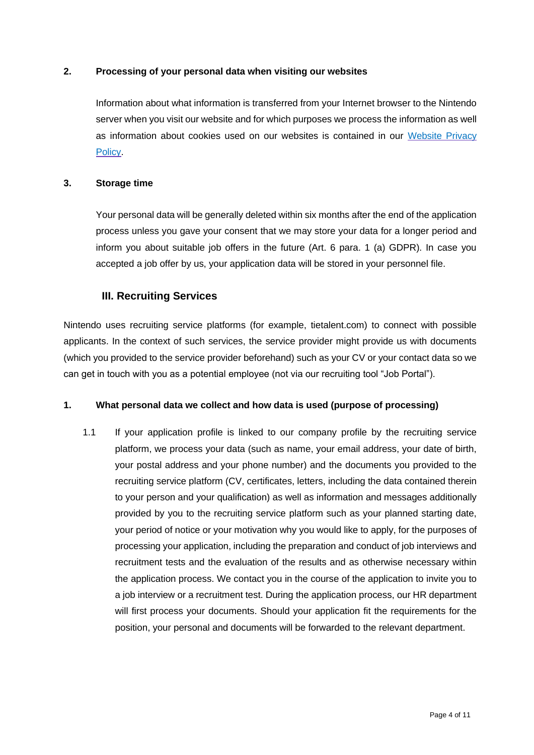### 2. Processing of your personal data when visiting our websites

Information about what information is transferred from your Internet browser to the Nintendo server when you visit our website and for which purposes we process the information as well as information about cookies used on our websites is contained in our [Website Privacy Policy](#).

### 3. Storage time

Your personal data will be generally deleted within six months after the end of the application process unless you gave your consent that we may store your data for a longer period and inform you about suitable job offers in the future (Art. 6 para. 1 (a) GDPR). In case you accepted a job offer by us, your application data will be stored in your personnel file.

## III. Recruiting Services

Nintendo uses recruiting service platforms (for example, tietalent.com) to connect with possible applicants. In the context of such services, the service provider might provide us with documents (which you provided to the service provider beforehand) such as your CV or your contact data so we can get in touch with you as a potential employee (not via our recruiting tool "Job Portal").

### 1. What personal data we collect and how data is used (purpose of processing)

1.1 If your application profile is linked to our company profile by the recruiting service platform, we process your data (such as name, your email address, your date of birth, your postal address and your phone number) and the documents you provided to the recruiting service platform (CV, certificates, letters, including the data contained therein to your person and your qualification) as well as information and messages additionally provided by you to the recruiting service platform such as your planned starting date, your period of notice or your motivation why you would like to apply, for the purposes of processing your application, including the preparation and conduct of job interviews and recruitment tests and the evaluation of the results and as otherwise necessary within the application process. We contact you in the course of the application to invite you to a job interview or a recruitment test. During the application process, our HR department will first process your documents. Should your application fit the requirements for the position, your personal and documents will be forwarded to the relevant department.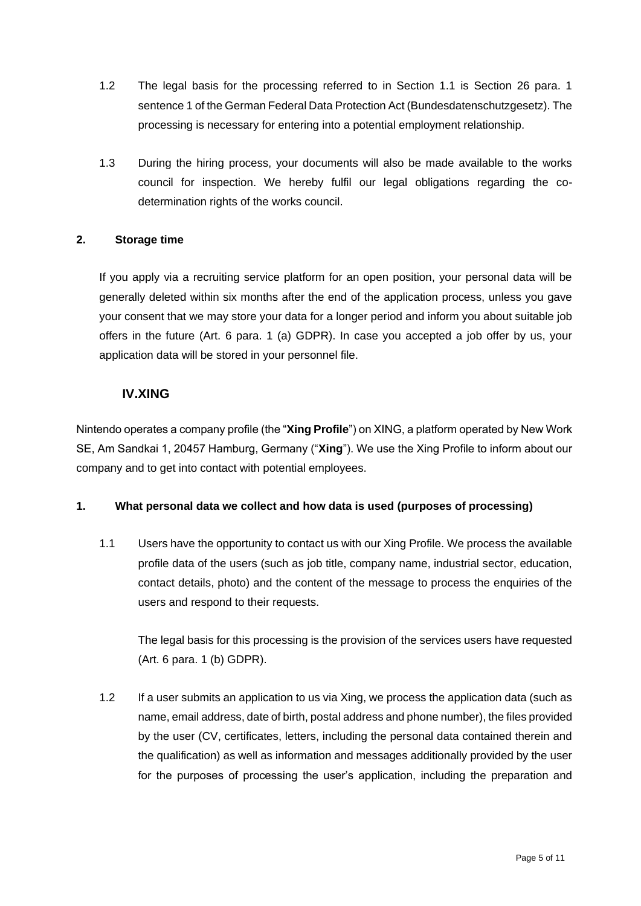1.2 The legal basis for the processing referred to in Section 1.1 is Section 26 para. 1 sentence 1 of the German Federal Data Protection Act (Bundesdatenschutzgesetz). The processing is necessary for entering into a potential employment relationship.

1.3 During the hiring process, your documents will also be made available to the works council for inspection. We hereby fulfil our legal obligations regarding the co-determination rights of the works council.

**2. Storage time**

If you apply via a recruiting service platform for an open position, your personal data will be generally deleted within six months after the end of the application process, unless you gave your consent that we may store your data for a longer period and inform you about suitable job offers in the future (Art. 6 para. 1 (a) GDPR). In case you accepted a job offer by us, your application data will be stored in your personnel file.

## IV. XING

Nintendo operates a company profile (the "**Xing Profile**") on XING, a platform operated by New Work SE, Am Sandkai 1, 20457 Hamburg, Germany ("**Xing**"). We use the Xing Profile to inform about our company and to get into contact with potential employees.

**1. What personal data we collect and how data is used (purposes of processing)**

1.1 Users have the opportunity to contact us with our Xing Profile. We process the available profile data of the users (such as job title, company name, industrial sector, education, contact details, photo) and the content of the message to process the enquiries of the users and respond to their requests.

The legal basis for this processing is the provision of the services users have requested (Art. 6 para. 1 (b) GDPR).

1.2 If a user submits an application to us via Xing, we process the application data (such as name, email address, date of birth, postal address and phone number), the files provided by the user (CV, certificates, letters, including the personal data contained therein and the qualification) as well as information and messages additionally provided by the user for the purposes of processing the user's application, including the preparation and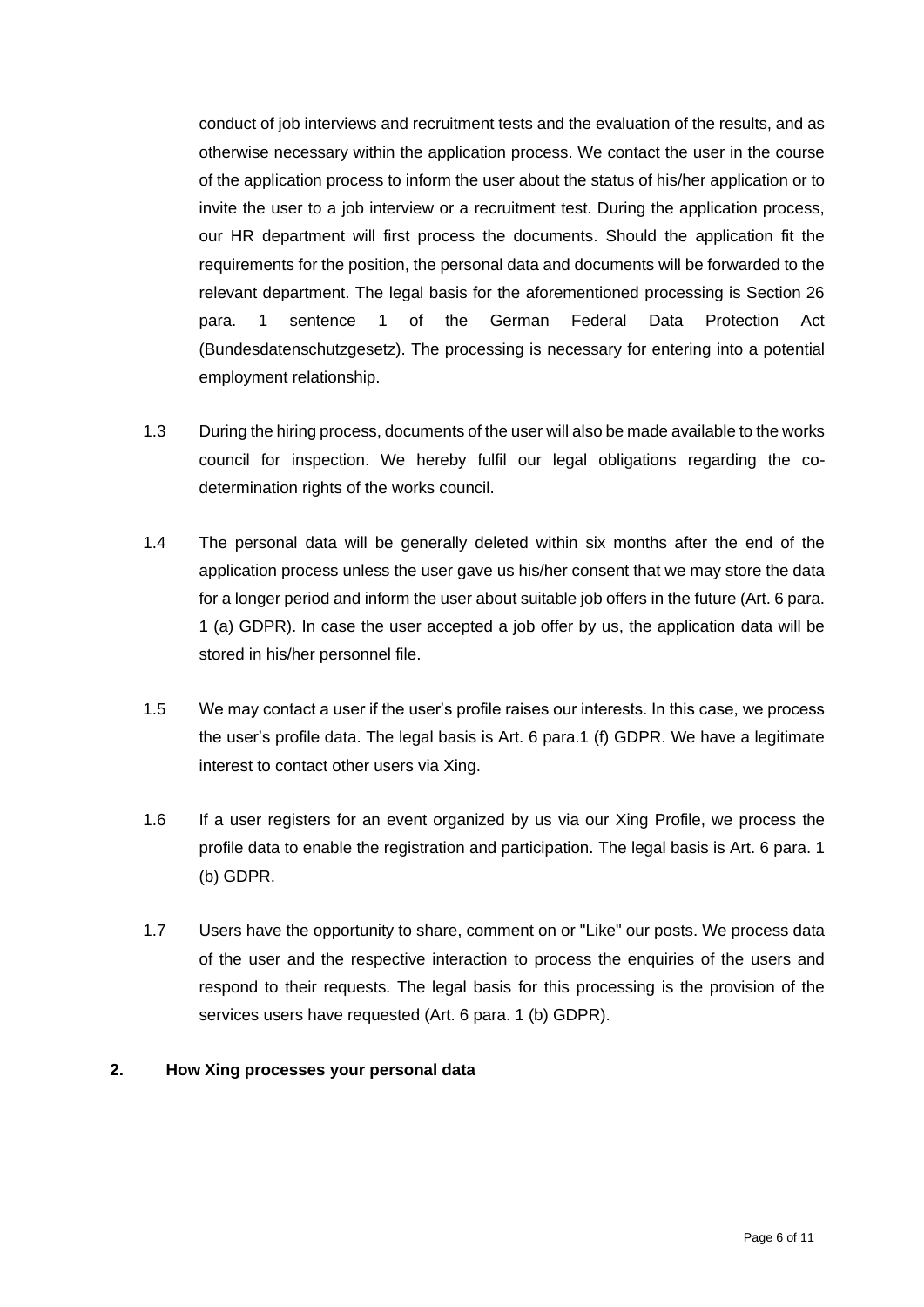conduct of job interviews and recruitment tests and the evaluation of the results, and as otherwise necessary within the application process. We contact the user in the course of the application process to inform the user about the status of his/her application or to invite the user to a job interview or a recruitment test. During the application process, our HR department will first process the documents. Should the application fit the requirements for the position, the personal data and documents will be forwarded to the relevant department. The legal basis for the aforementioned processing is Section 26 para. 1 sentence 1 of the German Federal Data Protection Act (Bundesdatenschutzgesetz). The processing is necessary for entering into a potential employment relationship.

1.3 During the hiring process, documents of the user will also be made available to the works council for inspection. We hereby fulfil our legal obligations regarding the co-determination rights of the works council.

1.4 The personal data will be generally deleted within six months after the end of the application process unless the user gave us his/her consent that we may store the data for a longer period and inform the user about suitable job offers in the future (Art. 6 para. 1 (a) GDPR). In case the user accepted a job offer by us, the application data will be stored in his/her personnel file.

1.5 We may contact a user if the user's profile raises our interests. In this case, we process the user's profile data. The legal basis is Art. 6 para.1 (f) GDPR. We have a legitimate interest to contact other users via Xing.

1.6 If a user registers for an event organized by us via our Xing Profile, we process the profile data to enable the registration and participation. The legal basis is Art. 6 para. 1 (b) GDPR.

1.7 Users have the opportunity to share, comment on or "Like" our posts. We process data of the user and the respective interaction to process the enquiries of the users and respond to their requests. The legal basis for this processing is the provision of the services users have requested (Art. 6 para. 1 (b) GDPR).

## 2. How Xing processes your personal data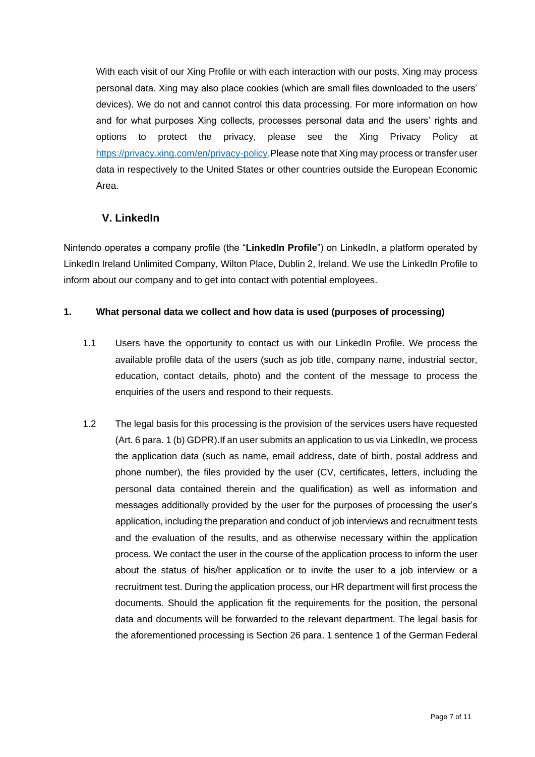With each visit of our Xing Profile or with each interaction with our posts, Xing may process personal data. Xing may also place cookies (which are small files downloaded to the users' devices). We do not and cannot control this data processing. For more information on how and for what purposes Xing collects, processes personal data and the users' rights and options to protect the privacy, please see the Xing Privacy Policy at [https://privacy.xing.com/en/privacy-policy](https://privacy.xing.com/en/privacy-policy).Please note that Xing may process or transfer user data in respectively to the United States or other countries outside the European Economic Area.

## V. LinkedIn

Nintendo operates a company profile (the "**LinkedIn Profile**") on LinkedIn, a platform operated by LinkedIn Ireland Unlimited Company, Wilton Place, Dublin 2, Ireland. We use the LinkedIn Profile to inform about our company and to get into contact with potential employees.

### 1. What personal data we collect and how data is used (purposes of processing)

1.1 Users have the opportunity to contact us with our LinkedIn Profile. We process the available profile data of the users (such as job title, company name, industrial sector, education, contact details, photo) and the content of the message to process the enquiries of the users and respond to their requests.

1.2 The legal basis for this processing is the provision of the services users have requested (Art. 6 para. 1 (b) GDPR).If an user submits an application to us via LinkedIn, we process the application data (such as name, email address, date of birth, postal address and phone number), the files provided by the user (CV, certificates, letters, including the personal data contained therein and the qualification) as well as information and messages additionally provided by the user for the purposes of processing the user's application, including the preparation and conduct of job interviews and recruitment tests and the evaluation of the results, and as otherwise necessary within the application process. We contact the user in the course of the application process to inform the user about the status of his/her application or to invite the user to a job interview or a recruitment test. During the application process, our HR department will first process the documents. Should the application fit the requirements for the position, the personal data and documents will be forwarded to the relevant department. The legal basis for the aforementioned processing is Section 26 para. 1 sentence 1 of the German Federal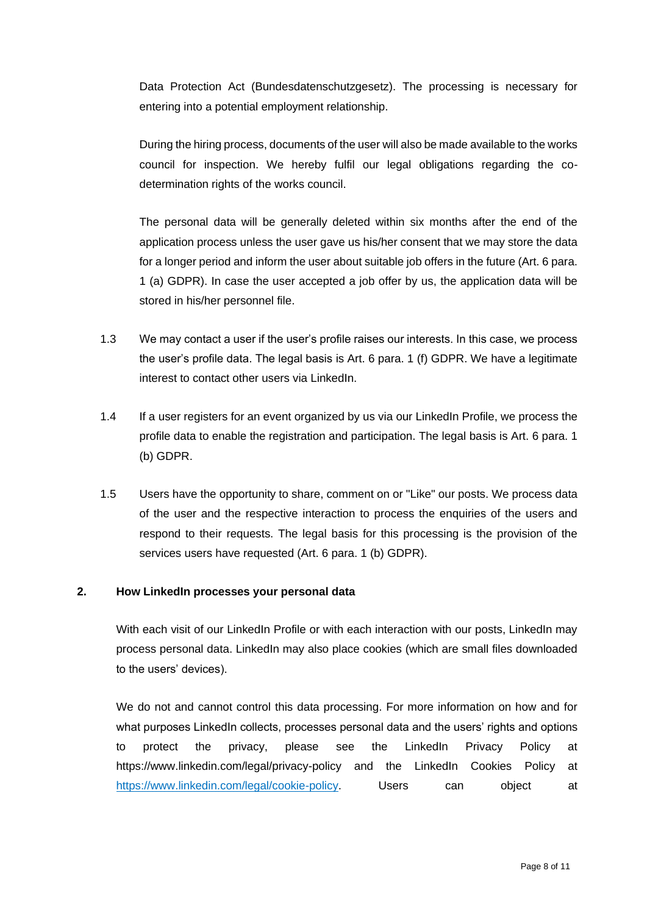Data Protection Act (Bundesdatenschutzgesetz). The processing is necessary for entering into a potential employment relationship.

During the hiring process, documents of the user will also be made available to the works council for inspection. We hereby fulfil our legal obligations regarding the co-determination rights of the works council.

The personal data will be generally deleted within six months after the end of the application process unless the user gave us his/her consent that we may store the data for a longer period and inform the user about suitable job offers in the future (Art. 6 para. 1 (a) GDPR). In case the user accepted a job offer by us, the application data will be stored in his/her personnel file.

1.3 We may contact a user if the user's profile raises our interests. In this case, we process the user's profile data. The legal basis is Art. 6 para. 1 (f) GDPR. We have a legitimate interest to contact other users via LinkedIn.

1.4 If a user registers for an event organized by us via our LinkedIn Profile, we process the profile data to enable the registration and participation. The legal basis is Art. 6 para. 1 (b) GDPR.

1.5 Users have the opportunity to share, comment on or "Like" our posts. We process data of the user and the respective interaction to process the enquiries of the users and respond to their requests. The legal basis for this processing is the provision of the services users have requested (Art. 6 para. 1 (b) GDPR).

## 2. How LinkedIn processes your personal data

With each visit of our LinkedIn Profile or with each interaction with our posts, LinkedIn may process personal data. LinkedIn may also place cookies (which are small files downloaded to the users' devices).

We do not and cannot control this data processing. For more information on how and for what purposes LinkedIn collects, processes personal data and the users' rights and options to protect the privacy, please see the LinkedIn Privacy Policy at https://www.linkedin.com/legal/privacy-policy and the LinkedIn Cookies Policy at https://www.linkedin.com/legal/cookie-policy. Users can object at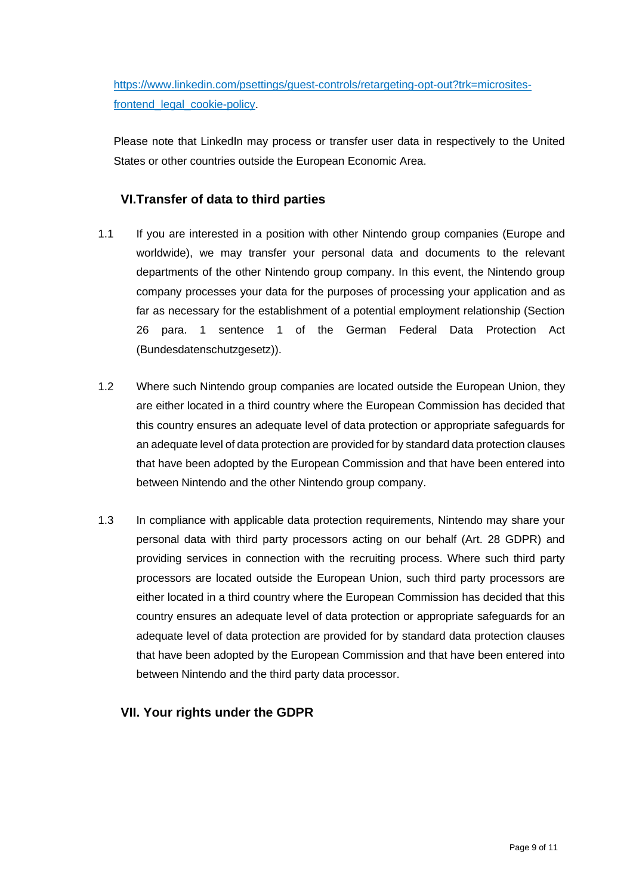https://www.linkedin.com/psettings/guest-controls/retargeting-opt-out?trk=microsites-frontend_legal_cookie-policy.

Please note that LinkedIn may process or transfer user data in respectively to the United States or other countries outside the European Economic Area.

## VI. Transfer of data to third parties

1.1 If you are interested in a position with other Nintendo group companies (Europe and worldwide), we may transfer your personal data and documents to the relevant departments of the other Nintendo group company. In this event, the Nintendo group company processes your data for the purposes of processing your application and as far as necessary for the establishment of a potential employment relationship (Section 26 para. 1 sentence 1 of the German Federal Data Protection Act (Bundesdatenschutzgesetz)).

1.2 Where such Nintendo group companies are located outside the European Union, they are either located in a third country where the European Commission has decided that this country ensures an adequate level of data protection or appropriate safeguards for an adequate level of data protection are provided for by standard data protection clauses that have been adopted by the European Commission and that have been entered into between Nintendo and the other Nintendo group company.

1.3 In compliance with applicable data protection requirements, Nintendo may share your personal data with third party processors acting on our behalf (Art. 28 GDPR) and providing services in connection with the recruiting process. Where such third party processors are located outside the European Union, such third party processors are either located in a third country where the European Commission has decided that this country ensures an adequate level of data protection or appropriate safeguards for an adequate level of data protection are provided for by standard data protection clauses that have been adopted by the European Commission and that have been entered into between Nintendo and the third party data processor.

## VII. Your rights under the GDPR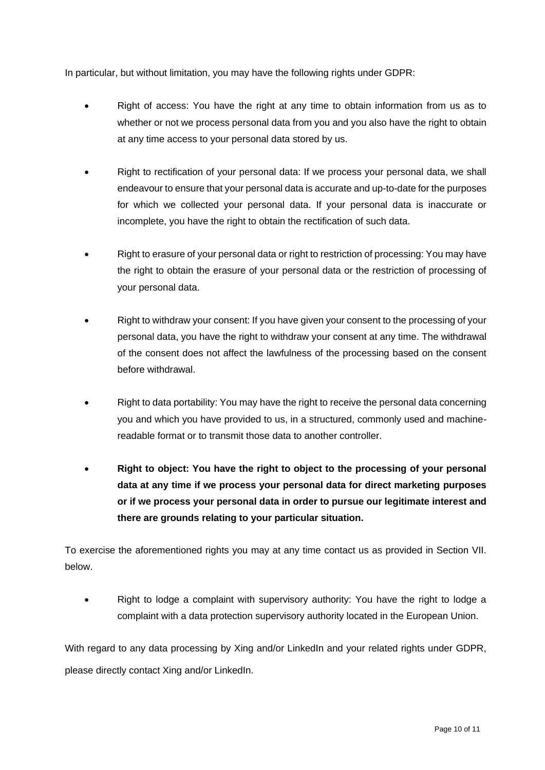In particular, but without limitation, you may have the following rights under GDPR:

- Right of access: You have the right at any time to obtain information from us as to whether or not we process personal data from you and you also have the right to obtain at any time access to your personal data stored by us.

- Right to rectification of your personal data: If we process your personal data, we shall endeavour to ensure that your personal data is accurate and up-to-date for the purposes for which we collected your personal data. If your personal data is inaccurate or incomplete, you have the right to obtain the rectification of such data.

- Right to erasure of your personal data or right to restriction of processing: You may have the right to obtain the erasure of your personal data or the restriction of processing of your personal data.

- Right to withdraw your consent: If you have given your consent to the processing of your personal data, you have the right to withdraw your consent at any time. The withdrawal of the consent does not affect the lawfulness of the processing based on the consent before withdrawal.

- Right to data portability: You may have the right to receive the personal data concerning you and which you have provided to us, in a structured, commonly used and machine-readable format or to transmit those data to another controller.

- **Right to object: You have the right to object to the processing of your personal data at any time if we process your personal data for direct marketing purposes or if we process your personal data in order to pursue our legitimate interest and there are grounds relating to your particular situation.**

To exercise the aforementioned rights you may at any time contact us as provided in Section VII. below.

- Right to lodge a complaint with supervisory authority: You have the right to lodge a complaint with a data protection supervisory authority located in the European Union.

With regard to any data processing by Xing and/or LinkedIn and your related rights under GDPR, please directly contact Xing and/or LinkedIn.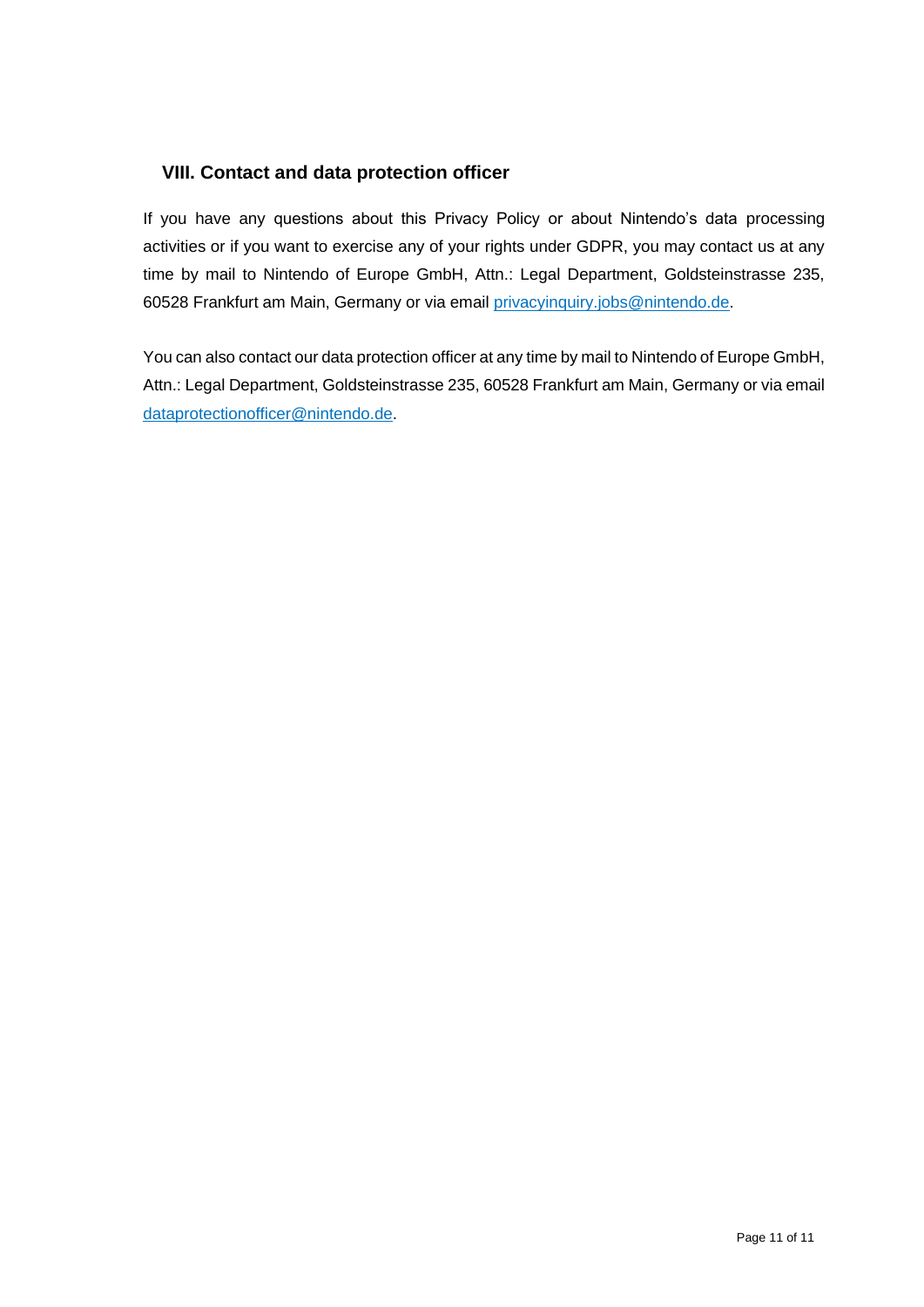## VIII. Contact and data protection officer

If you have any questions about this Privacy Policy or about Nintendo's data processing activities or if you want to exercise any of your rights under GDPR, you may contact us at any time by mail to Nintendo of Europe GmbH, Attn.: Legal Department, Goldsteinstrasse 235, 60528 Frankfurt am Main, Germany or via email privacyinquiry.jobs@nintendo.de.

You can also contact our data protection officer at any time by mail to Nintendo of Europe GmbH, Attn.: Legal Department, Goldsteinstrasse 235, 60528 Frankfurt am Main, Germany or via email dataprotectionofficer@nintendo.de.